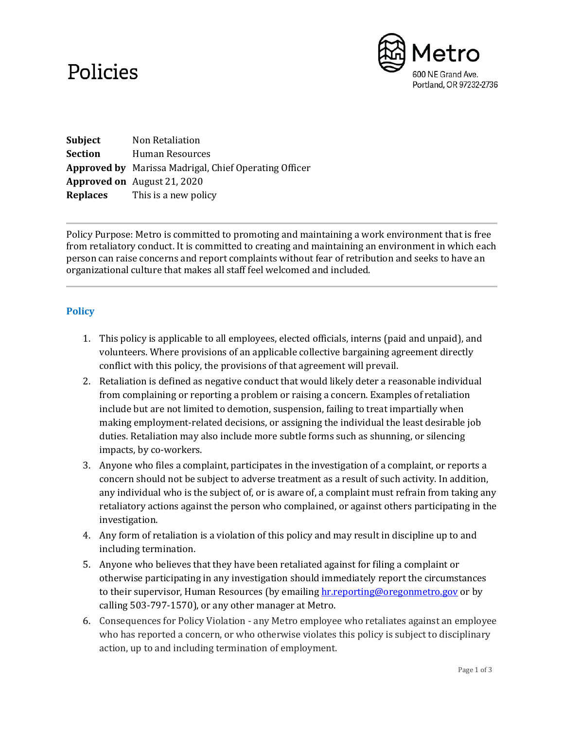# Policies

Metro
600 NE Grand Ave.
Portland, OR 97232-2736

| | |
|---|---|
| **Subject** | Non Retaliation |
| **Section** | Human Resources |
| **Approved by** | Marissa Madrigal, Chief Operating Officer |
| **Approved on** | August 21, 2020 |
| **Replaces** | This is a new policy |

---

Policy Purpose: Metro is committed to promoting and maintaining a work environment that is free from retaliatory conduct. It is committed to creating and maintaining an environment in which each person can raise concerns and report complaints without fear of retribution and seeks to have an organizational culture that makes all staff feel welcomed and included.

---

## Policy

1. This policy is applicable to all employees, elected officials, interns (paid and unpaid), and volunteers. Where provisions of an applicable collective bargaining agreement directly conflict with this policy, the provisions of that agreement will prevail.
2. Retaliation is defined as negative conduct that would likely deter a reasonable individual from complaining or reporting a problem or raising a concern. Examples of retaliation include but are not limited to demotion, suspension, failing to treat impartially when making employment-related decisions, or assigning the individual the least desirable job duties. Retaliation may also include more subtle forms such as shunning, or silencing impacts, by co-workers.
3. Anyone who files a complaint, participates in the investigation of a complaint, or reports a concern should not be subject to adverse treatment as a result of such activity. In addition, any individual who is the subject of, or is aware of, a complaint must refrain from taking any retaliatory actions against the person who complained, or against others participating in the investigation.
4. Any form of retaliation is a violation of this policy and may result in discipline up to and including termination.
5. Anyone who believes that they have been retaliated against for filing a complaint or otherwise participating in any investigation should immediately report the circumstances to their supervisor, Human Resources (by emailing [hr.reporting@oregonmetro.gov](mailto:hr.reporting@oregonmetro.gov) or by calling 503-797-1570), or any other manager at Metro.
6. Consequences for Policy Violation - any Metro employee who retaliates against an employee who has reported a concern, or who otherwise violates this policy is subject to disciplinary action, up to and including termination of employment.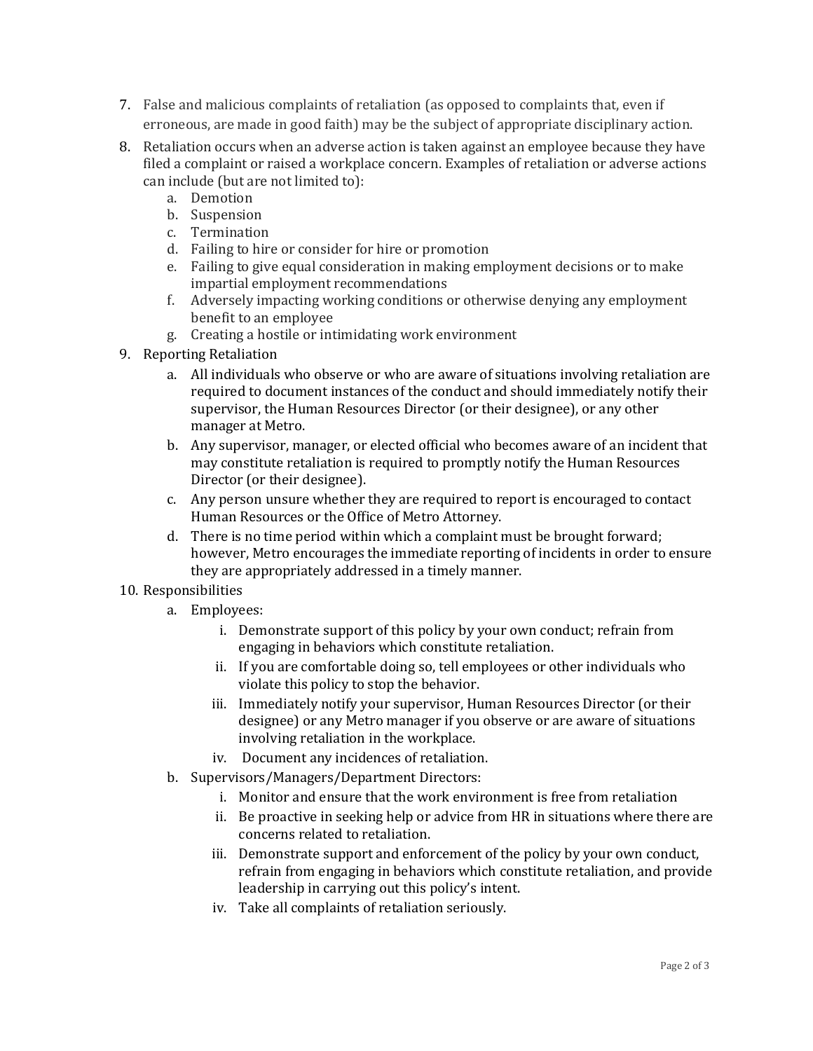7. False and malicious complaints of retaliation (as opposed to complaints that, even if erroneous, are made in good faith) may be the subject of appropriate disciplinary action.
8. Retaliation occurs when an adverse action is taken against an employee because they have filed a complaint or raised a workplace concern. Examples of retaliation or adverse actions can include (but are not limited to):
    a. Demotion
    b. Suspension
    c. Termination
    d. Failing to hire or consider for hire or promotion
    e. Failing to give equal consideration in making employment decisions or to make impartial employment recommendations
    f. Adversely impacting working conditions or otherwise denying any employment benefit to an employee
    g. Creating a hostile or intimidating work environment
9. Reporting Retaliation
    a. All individuals who observe or who are aware of situations involving retaliation are required to document instances of the conduct and should immediately notify their supervisor, the Human Resources Director (or their designee), or any other manager at Metro.
    b. Any supervisor, manager, or elected official who becomes aware of an incident that may constitute retaliation is required to promptly notify the Human Resources Director (or their designee).
    c. Any person unsure whether they are required to report is encouraged to contact Human Resources or the Office of Metro Attorney.
    d. There is no time period within which a complaint must be brought forward; however, Metro encourages the immediate reporting of incidents in order to ensure they are appropriately addressed in a timely manner.
10. Responsibilities
    a. Employees:
        i. Demonstrate support of this policy by your own conduct; refrain from engaging in behaviors which constitute retaliation.
        ii. If you are comfortable doing so, tell employees or other individuals who violate this policy to stop the behavior.
        iii. Immediately notify your supervisor, Human Resources Director (or their designee) or any Metro manager if you observe or are aware of situations involving retaliation in the workplace.
        iv. Document any incidences of retaliation.
    b. Supervisors/Managers/Department Directors:
        i. Monitor and ensure that the work environment is free from retaliation
        ii. Be proactive in seeking help or advice from HR in situations where there are concerns related to retaliation.
        iii. Demonstrate support and enforcement of the policy by your own conduct, refrain from engaging in behaviors which constitute retaliation, and provide leadership in carrying out this policy's intent.
        iv. Take all complaints of retaliation seriously.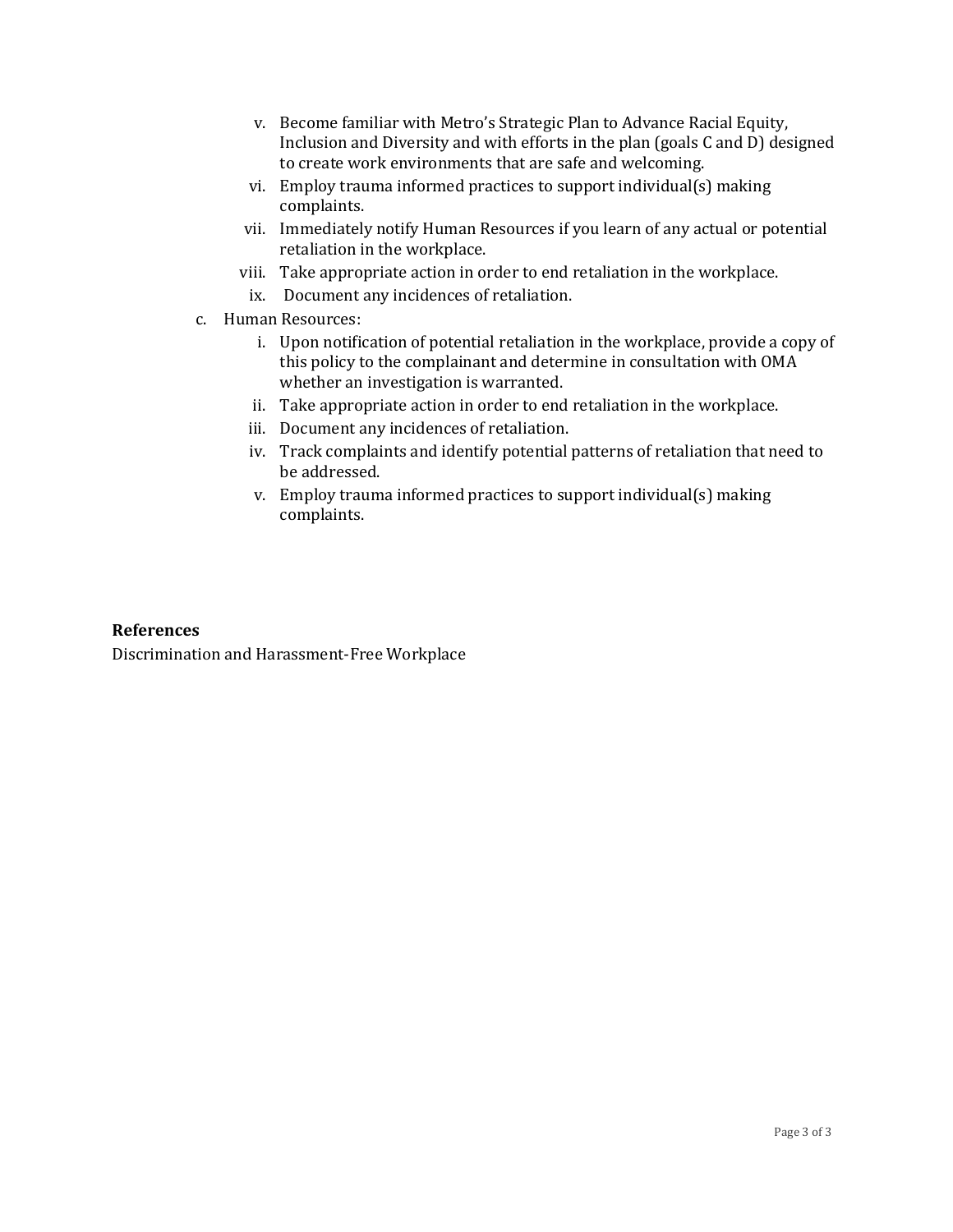v. Become familiar with Metro's Strategic Plan to Advance Racial Equity, Inclusion and Diversity and with efforts in the plan (goals C and D) designed to create work environments that are safe and welcoming.
   vi. Employ trauma informed practices to support individual(s) making complaints.
   vii. Immediately notify Human Resources if you learn of any actual or potential retaliation in the workplace.
   viii. Take appropriate action in order to end retaliation in the workplace.
   ix. Document any incidences of retaliation.

c. Human Resources:
   i. Upon notification of potential retaliation in the workplace, provide a copy of this policy to the complainant and determine in consultation with OMA whether an investigation is warranted.
   ii. Take appropriate action in order to end retaliation in the workplace.
   iii. Document any incidences of retaliation.
   iv. Track complaints and identify potential patterns of retaliation that need to be addressed.
   v. Employ trauma informed practices to support individual(s) making complaints.

**References**

Discrimination and Harassment-Free Workplace